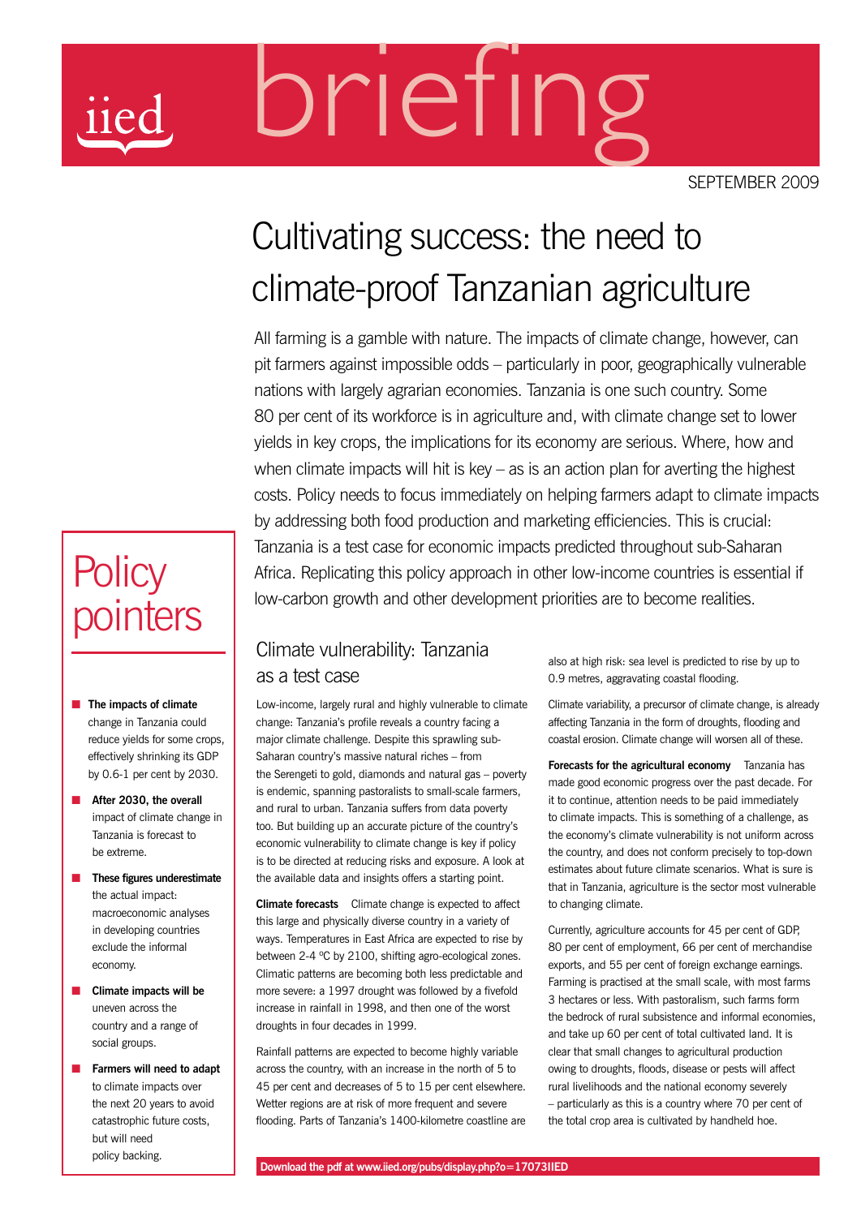iied **briefing**

SEPTEMBER 2009

# Cultivating success: the need to climate-proof Tanzanian agriculture

All farming is a gamble with nature. The impacts of climate change, however, can pit farmers against impossible odds – particularly in poor, geographically vulnerable nations with largely agrarian economies. Tanzania is one such country. Some 80 per cent of its workforce is in agriculture and, with climate change set to lower yields in key crops, the implications for its economy are serious. Where, how and when climate impacts will hit is key – as is an action plan for averting the highest costs. Policy needs to focus immediately on helping farmers adapt to climate impacts by addressing both food production and marketing efficiencies. This is crucial: Tanzania is a test case for economic impacts predicted throughout sub-Saharan Africa. Replicating this policy approach in other low-income countries is essential if low-carbon growth and other development priorities are to become realities.

## Policy pointers

- **The impacts of climate** change in Tanzania could reduce yields for some crops, effectively shrinking its GDP by 0.6-1 per cent by 2030.
- **After 2030, the overall** impact of climate change in Tanzania is forecast to be extreme.
- **These figures underestimate** the actual impact: macroeconomic analyses in developing countries exclude the informal economy.
- **Climate impacts will be** uneven across the country and a range of social groups.
- **Farmers will need to adapt** to climate impacts over the next 20 years to avoid catastrophic future costs, but will need policy backing.

## Climate vulnerability: Tanzania as a test case

Low-income, largely rural and highly vulnerable to climate change: Tanzania's profile reveals a country facing a major climate challenge. Despite this sprawling sub-Saharan country's massive natural riches – from the Serengeti to gold, diamonds and natural gas – poverty is endemic, spanning pastoralists to small-scale farmers, and rural to urban. Tanzania suffers from data poverty too. But building up an accurate picture of the country's economic vulnerability to climate change is key if policy is to be directed at reducing risks and exposure. A look at the available data and insights offers a starting point.

**Climate forecasts** Climate change is expected to affect this large and physically diverse country in a variety of ways. Temperatures in East Africa are expected to rise by between 2-4 ºC by 2100, shifting agro-ecological zones. Climatic patterns are becoming both less predictable and more severe: a 1997 drought was followed by a fivefold increase in rainfall in 1998, and then one of the worst droughts in four decades in 1999.

Rainfall patterns are expected to become highly variable across the country, with an increase in the north of 5 to 45 per cent and decreases of 5 to 15 per cent elsewhere. Wetter regions are at risk of more frequent and severe flooding. Parts of Tanzania's 1400-kilometre coastline are also at high risk: sea level is predicted to rise by up to 0.9 metres, aggravating coastal flooding.

Climate variability, a precursor of climate change, is already affecting Tanzania in the form of droughts, flooding and coastal erosion. Climate change will worsen all of these.

**Forecasts for the agricultural economy** Tanzania has made good economic progress over the past decade. For it to continue, attention needs to be paid immediately to climate impacts. This is something of a challenge, as the economy's climate vulnerability is not uniform across the country, and does not conform precisely to top-down estimates about future climate scenarios. What is sure is that in Tanzania, agriculture is the sector most vulnerable to changing climate.

Currently, agriculture accounts for 45 per cent of GDP, 80 per cent of employment, 66 per cent of merchandise exports, and 55 per cent of foreign exchange earnings. Farming is practised at the small scale, with most farms 3 hectares or less. With pastoralism, such farms form the bedrock of rural subsistence and informal economies, and take up 60 per cent of total cultivated land. It is clear that small changes to agricultural production owing to droughts, floods, disease or pests will affect rural livelihoods and the national economy severely – particularly as this is a country where 70 per cent of the total crop area is cultivated by handheld hoe.

**Download the pdf at www.iied.org/pubs/display.php?o=17073IIED**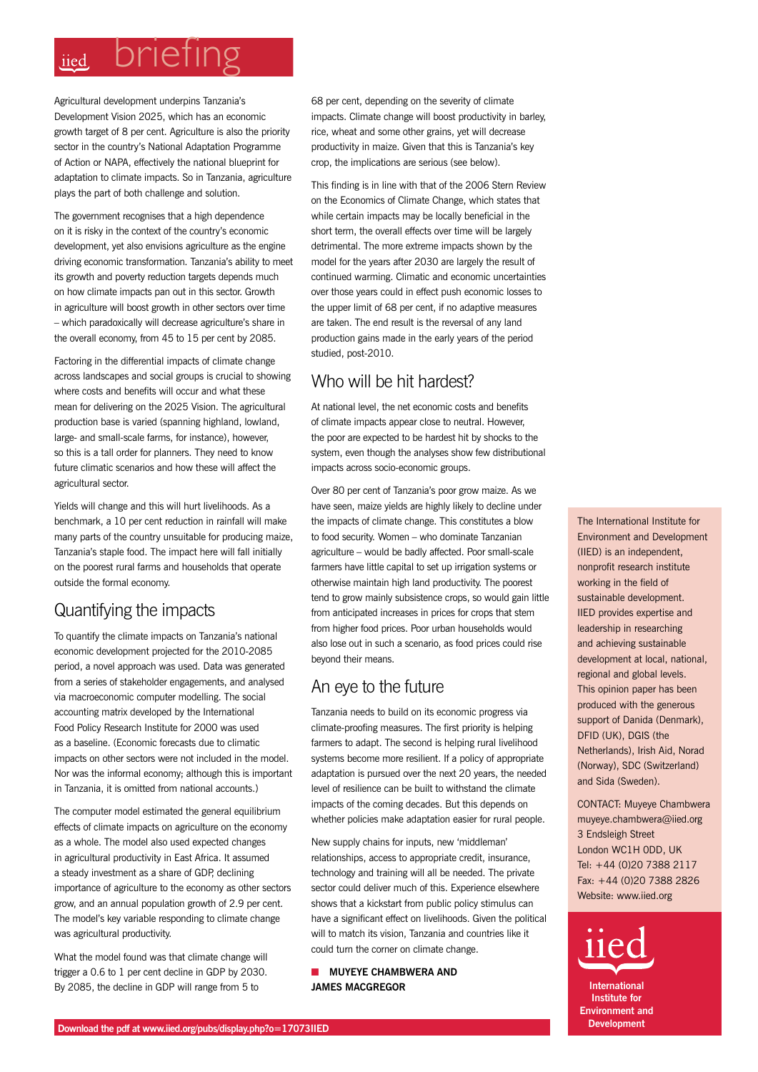Agricultural development underpins Tanzania's Development Vision 2025, which has an economic growth target of 8 per cent. Agriculture is also the priority sector in the country's National Adaptation Programme of Action or NAPA, effectively the national blueprint for adaptation to climate impacts. So in Tanzania, agriculture plays the part of both challenge and solution.

The government recognises that a high dependence on it is risky in the context of the country's economic development, yet also envisions agriculture as the engine driving economic transformation. Tanzania's ability to meet its growth and poverty reduction targets depends much on how climate impacts pan out in this sector. Growth in agriculture will boost growth in other sectors over time – which paradoxically will decrease agriculture's share in the overall economy, from 45 to 15 per cent by 2085.

Factoring in the differential impacts of climate change across landscapes and social groups is crucial to showing where costs and benefits will occur and what these mean for delivering on the 2025 Vision. The agricultural production base is varied (spanning highland, lowland, large- and small-scale farms, for instance), however, so this is a tall order for planners. They need to know future climatic scenarios and how these will affect the agricultural sector.

Yields will change and this will hurt livelihoods. As a benchmark, a 10 per cent reduction in rainfall will make many parts of the country unsuitable for producing maize, Tanzania's staple food. The impact here will fall initially on the poorest rural farms and households that operate outside the formal economy.

## Quantifying the impacts

To quantify the climate impacts on Tanzania's national economic development projected for the 2010-2085 period, a novel approach was used. Data was generated from a series of stakeholder engagements, and analysed via macroeconomic computer modelling. The social accounting matrix developed by the International Food Policy Research Institute for 2000 was used as a baseline. (Economic forecasts due to climatic impacts on other sectors were not included in the model. Nor was the informal economy; although this is important in Tanzania, it is omitted from national accounts.)

The computer model estimated the general equilibrium effects of climate impacts on agriculture on the economy as a whole. The model also used expected changes in agricultural productivity in East Africa. It assumed a steady investment as a share of GDP, declining importance of agriculture to the economy as other sectors grow, and an annual population growth of 2.9 per cent. The model's key variable responding to climate change was agricultural productivity.

What the model found was that climate change will trigger a 0.6 to 1 per cent decline in GDP by 2030. By 2085, the decline in GDP will range from 5 to 68 per cent, depending on the severity of climate impacts. Climate change will boost productivity in barley, rice, wheat and some other grains, yet will decrease productivity in maize. Given that this is Tanzania's key crop, the implications are serious (see below).

This finding is in line with that of the 2006 Stern Review on the Economics of Climate Change, which states that while certain impacts may be locally beneficial in the short term, the overall effects over time will be largely detrimental. The more extreme impacts shown by the model for the years after 2030 are largely the result of continued warming. Climatic and economic uncertainties over those years could in effect push economic losses to the upper limit of 68 per cent, if no adaptive measures are taken. The end result is the reversal of any land production gains made in the early years of the period studied, post-2010.

## Who will be hit hardest?

At national level, the net economic costs and benefits of climate impacts appear close to neutral. However, the poor are expected to be hardest hit by shocks to the system, even though the analyses show few distributional impacts across socio-economic groups.

Over 80 per cent of Tanzania's poor grow maize. As we have seen, maize yields are highly likely to decline under the impacts of climate change. This constitutes a blow to food security. Women – who dominate Tanzanian agriculture – would be badly affected. Poor small-scale farmers have little capital to set up irrigation systems or otherwise maintain high land productivity. The poorest tend to grow mainly subsistence crops, so would gain little from anticipated increases in prices for crops that stem from higher food prices. Poor urban households would also lose out in such a scenario, as food prices could rise beyond their means.

## An eye to the future

Tanzania needs to build on its economic progress via climate-proofing measures. The first priority is helping farmers to adapt. The second is helping rural livelihood systems become more resilient. If a policy of appropriate adaptation is pursued over the next 20 years, the needed level of resilience can be built to withstand the climate impacts of the coming decades. But this depends on whether policies make adaptation easier for rural people.

New supply chains for inputs, new 'middleman' relationships, access to appropriate credit, insurance, technology and training will all be needed. The private sector could deliver much of this. Experience elsewhere shows that a kickstart from public policy stimulus can have a significant effect on livelihoods. Given the political will to match its vision, Tanzania and countries like it could turn the corner on climate change.

**MUYEYE CHAMBWERA AND JAMES MACGREGOR**

The International Institute for Environment and Development (IIED) is an independent, nonprofit research institute working in the field of sustainable development. IIED provides expertise and leadership in researching and achieving sustainable development at local, national, regional and global levels. This opinion paper has been produced with the generous support of Danida (Denmark), DFID (UK), DGIS (the Netherlands), Irish Aid, Norad (Norway), SDC (Switzerland) and Sida (Sweden).

CONTACT: Muyeye Chambwera
muyeye.chambwera@iied.org
3 Endsleigh Street
London WC1H 0DD, UK
Tel: +44 (0)20 7388 2117
Fax: +44 (0)20 7388 2826
Website: www.iied.org

**International Institute for Environment and Development**

**Download the pdf at www.iied.org/pubs/display.php?o=17073IIED**